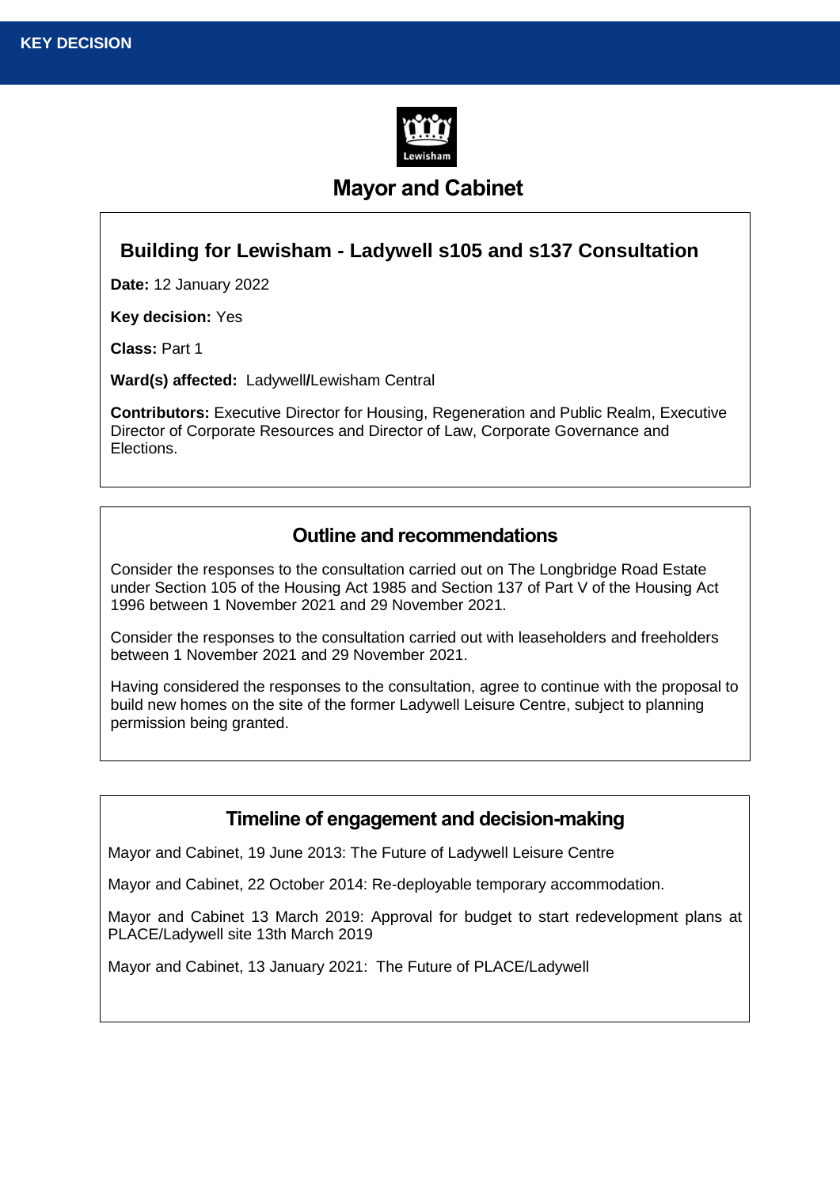**KEY DECISION**

# Mayor and Cabinet

## Building for Lewisham - Ladywell s105 and s137 Consultation

**Date:** 12 January 2022

**Key decision:** Yes

**Class:** Part 1

**Ward(s) affected:** Ladywell/Lewisham Central

**Contributors:** Executive Director for Housing, Regeneration and Public Realm, Executive Director of Corporate Resources and Director of Law, Corporate Governance and Elections.

## Outline and recommendations

Consider the responses to the consultation carried out on The Longbridge Road Estate under Section 105 of the Housing Act 1985 and Section 137 of Part V of the Housing Act 1996 between 1 November 2021 and 29 November 2021.

Consider the responses to the consultation carried out with leaseholders and freeholders between 1 November 2021 and 29 November 2021.

Having considered the responses to the consultation, agree to continue with the proposal to build new homes on the site of the former Ladywell Leisure Centre, subject to planning permission being granted.

## Timeline of engagement and decision-making

Mayor and Cabinet, 19 June 2013: The Future of Ladywell Leisure Centre

Mayor and Cabinet, 22 October 2014: Re-deployable temporary accommodation.

Mayor and Cabinet 13 March 2019: Approval for budget to start redevelopment plans at PLACE/Ladywell site 13th March 2019

Mayor and Cabinet, 13 January 2021: The Future of PLACE/Ladywell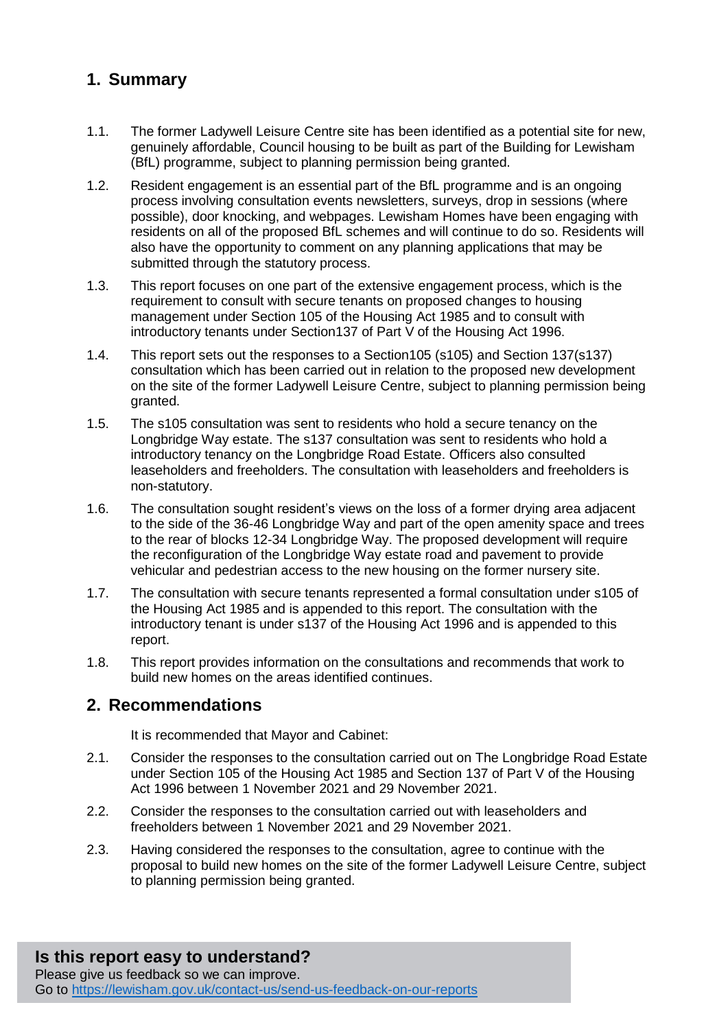## 1. Summary

1.1. The former Ladywell Leisure Centre site has been identified as a potential site for new, genuinely affordable, Council housing to be built as part of the Building for Lewisham (BfL) programme, subject to planning permission being granted.

1.2. Resident engagement is an essential part of the BfL programme and is an ongoing process involving consultation events newsletters, surveys, drop in sessions (where possible), door knocking, and webpages. Lewisham Homes have been engaging with residents on all of the proposed BfL schemes and will continue to do so. Residents will also have the opportunity to comment on any planning applications that may be submitted through the statutory process.

1.3. This report focuses on one part of the extensive engagement process, which is the requirement to consult with secure tenants on proposed changes to housing management under Section 105 of the Housing Act 1985 and to consult with introductory tenants under Section137 of Part V of the Housing Act 1996.

1.4. This report sets out the responses to a Section105 (s105) and Section 137(s137) consultation which has been carried out in relation to the proposed new development on the site of the former Ladywell Leisure Centre, subject to planning permission being granted.

1.5. The s105 consultation was sent to residents who hold a secure tenancy on the Longbridge Way estate. The s137 consultation was sent to residents who hold a introductory tenancy on the Longbridge Road Estate. Officers also consulted leaseholders and freeholders. The consultation with leaseholders and freeholders is non-statutory.

1.6. The consultation sought resident's views on the loss of a former drying area adjacent to the side of the 36-46 Longbridge Way and part of the open amenity space and trees to the rear of blocks 12-34 Longbridge Way. The proposed development will require the reconfiguration of the Longbridge Way estate road and pavement to provide vehicular and pedestrian access to the new housing on the former nursery site.

1.7. The consultation with secure tenants represented a formal consultation under s105 of the Housing Act 1985 and is appended to this report. The consultation with the introductory tenant is under s137 of the Housing Act 1996 and is appended to this report.

1.8. This report provides information on the consultations and recommends that work to build new homes on the areas identified continues.

## 2. Recommendations

It is recommended that Mayor and Cabinet:

2.1. Consider the responses to the consultation carried out on The Longbridge Road Estate under Section 105 of the Housing Act 1985 and Section 137 of Part V of the Housing Act 1996 between 1 November 2021 and 29 November 2021.

2.2. Consider the responses to the consultation carried out with leaseholders and freeholders between 1 November 2021 and 29 November 2021.

2.3. Having considered the responses to the consultation, agree to continue with the proposal to build new homes on the site of the former Ladywell Leisure Centre, subject to planning permission being granted.

**Is this report easy to understand?**
Please give us feedback so we can improve.
Go to https://lewisham.gov.uk/contact-us/send-us-feedback-on-our-reports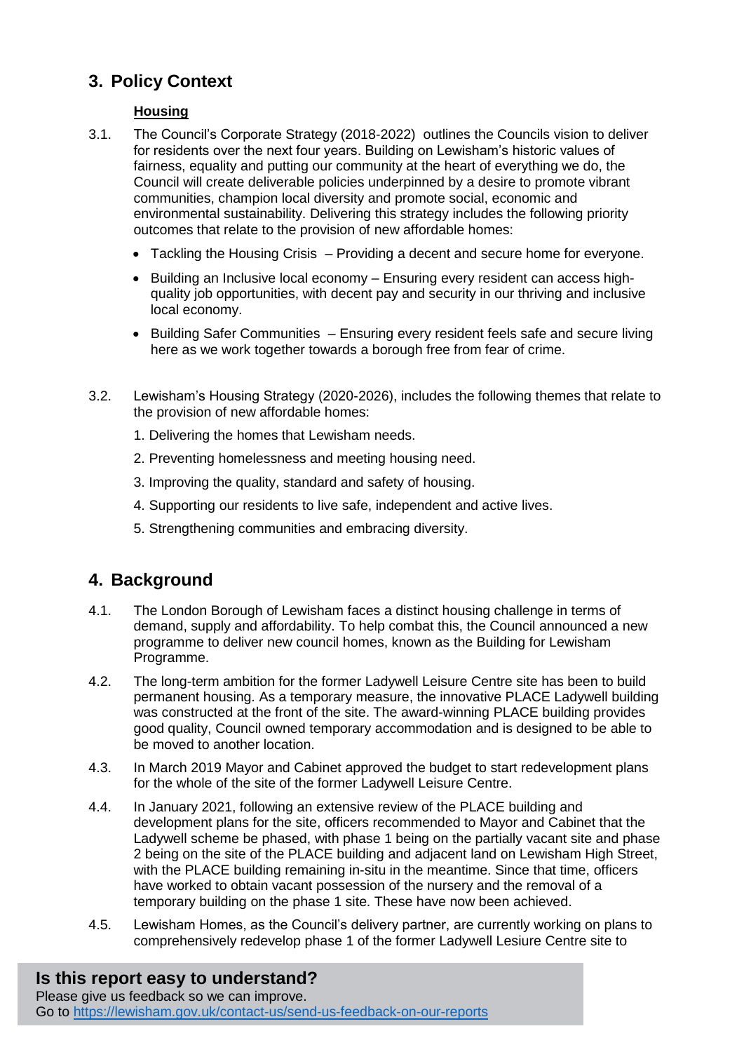## 3. Policy Context

**Housing**

3.1. The Council's Corporate Strategy (2018-2022) outlines the Councils vision to deliver for residents over the next four years. Building on Lewisham's historic values of fairness, equality and putting our community at the heart of everything we do, the Council will create deliverable policies underpinned by a desire to promote vibrant communities, champion local diversity and promote social, economic and environmental sustainability. Delivering this strategy includes the following priority outcomes that relate to the provision of new affordable homes:

- Tackling the Housing Crisis – Providing a decent and secure home for everyone.
- Building an Inclusive local economy – Ensuring every resident can access high-quality job opportunities, with decent pay and security in our thriving and inclusive local economy.
- Building Safer Communities – Ensuring every resident feels safe and secure living here as we work together towards a borough free from fear of crime.

3.2. Lewisham's Housing Strategy (2020-2026), includes the following themes that relate to the provision of new affordable homes:

1. Delivering the homes that Lewisham needs.
2. Preventing homelessness and meeting housing need.
3. Improving the quality, standard and safety of housing.
4. Supporting our residents to live safe, independent and active lives.
5. Strengthening communities and embracing diversity.

## 4. Background

4.1. The London Borough of Lewisham faces a distinct housing challenge in terms of demand, supply and affordability. To help combat this, the Council announced a new programme to deliver new council homes, known as the Building for Lewisham Programme.

4.2. The long-term ambition for the former Ladywell Leisure Centre site has been to build permanent housing. As a temporary measure, the innovative PLACE Ladywell building was constructed at the front of the site. The award-winning PLACE building provides good quality, Council owned temporary accommodation and is designed to be able to be moved to another location.

4.3. In March 2019 Mayor and Cabinet approved the budget to start redevelopment plans for the whole of the site of the former Ladywell Leisure Centre.

4.4. In January 2021, following an extensive review of the PLACE building and development plans for the site, officers recommended to Mayor and Cabinet that the Ladywell scheme be phased, with phase 1 being on the partially vacant site and phase 2 being on the site of the PLACE building and adjacent land on Lewisham High Street, with the PLACE building remaining in-situ in the meantime. Since that time, officers have worked to obtain vacant possession of the nursery and the removal of a temporary building on the phase 1 site. These have now been achieved.

4.5. Lewisham Homes, as the Council's delivery partner, are currently working on plans to comprehensively redevelop phase 1 of the former Ladywell Lesiure Centre site to

**Is this report easy to understand?**
Please give us feedback so we can improve.
Go to https://lewisham.gov.uk/contact-us/send-us-feedback-on-our-reports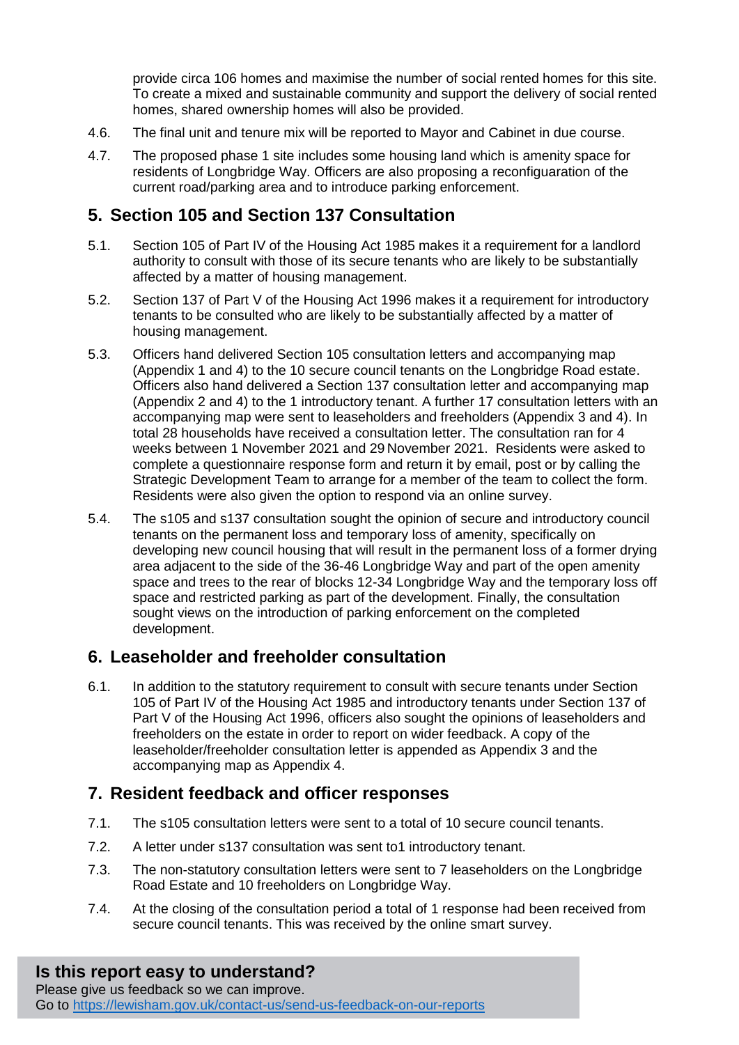provide circa 106 homes and maximise the number of social rented homes for this site. To create a mixed and sustainable community and support the delivery of social rented homes, shared ownership homes will also be provided.

4.6. The final unit and tenure mix will be reported to Mayor and Cabinet in due course.

4.7. The proposed phase 1 site includes some housing land which is amenity space for residents of Longbridge Way. Officers are also proposing a reconfiguaration of the current road/parking area and to introduce parking enforcement.

## 5. Section 105 and Section 137 Consultation

5.1. Section 105 of Part IV of the Housing Act 1985 makes it a requirement for a landlord authority to consult with those of its secure tenants who are likely to be substantially affected by a matter of housing management.

5.2. Section 137 of Part V of the Housing Act 1996 makes it a requirement for introductory tenants to be consulted who are likely to be substantially affected by a matter of housing management.

5.3. Officers hand delivered Section 105 consultation letters and accompanying map (Appendix 1 and 4) to the 10 secure council tenants on the Longbridge Road estate. Officers also hand delivered a Section 137 consultation letter and accompanying map (Appendix 2 and 4) to the 1 introductory tenant. A further 17 consultation letters with an accompanying map were sent to leaseholders and freeholders (Appendix 3 and 4). In total 28 households have received a consultation letter. The consultation ran for 4 weeks between 1 November 2021 and 29 November 2021. Residents were asked to complete a questionnaire response form and return it by email, post or by calling the Strategic Development Team to arrange for a member of the team to collect the form. Residents were also given the option to respond via an online survey.

5.4. The s105 and s137 consultation sought the opinion of secure and introductory council tenants on the permanent loss and temporary loss of amenity, specifically on developing new council housing that will result in the permanent loss of a former drying area adjacent to the side of the 36-46 Longbridge Way and part of the open amenity space and trees to the rear of blocks 12-34 Longbridge Way and the temporary loss off space and restricted parking as part of the development. Finally, the consultation sought views on the introduction of parking enforcement on the completed development.

## 6. Leaseholder and freeholder consultation

6.1. In addition to the statutory requirement to consult with secure tenants under Section 105 of Part IV of the Housing Act 1985 and introductory tenants under Section 137 of Part V of the Housing Act 1996, officers also sought the opinions of leaseholders and freeholders on the estate in order to report on wider feedback. A copy of the leaseholder/freeholder consultation letter is appended as Appendix 3 and the accompanying map as Appendix 4.

## 7. Resident feedback and officer responses

7.1. The s105 consultation letters were sent to a total of 10 secure council tenants.

7.2. A letter under s137 consultation was sent to1 introductory tenant.

7.3. The non-statutory consultation letters were sent to 7 leaseholders on the Longbridge Road Estate and 10 freeholders on Longbridge Way.

7.4. At the closing of the consultation period a total of 1 response had been received from secure council tenants. This was received by the online smart survey.

**Is this report easy to understand?**
Please give us feedback so we can improve.
Go to https://lewisham.gov.uk/contact-us/send-us-feedback-on-our-reports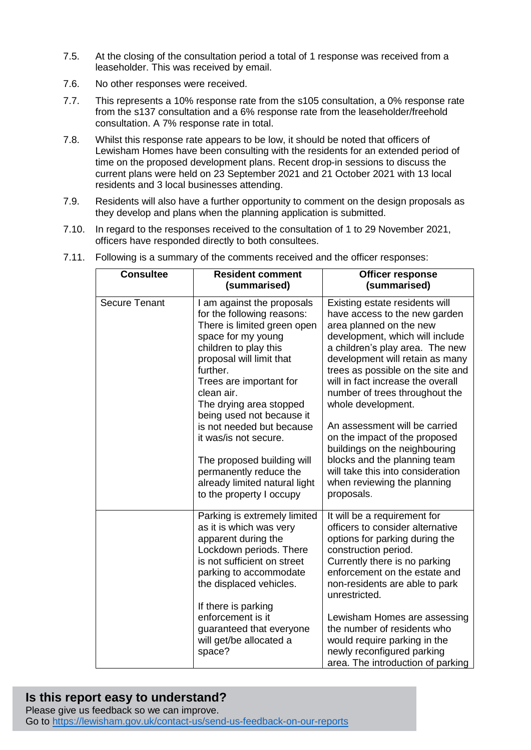7.5. At the closing of the consultation period a total of 1 response was received from a leaseholder. This was received by email.

7.6. No other responses were received.

7.7. This represents a 10% response rate from the s105 consultation, a 0% response rate from the s137 consultation and a 6% response rate from the leaseholder/freehold consultation. A 7% response rate in total.

7.8. Whilst this response rate appears to be low, it should be noted that officers of Lewisham Homes have been consulting with the residents for an extended period of time on the proposed development plans. Recent drop-in sessions to discuss the current plans were held on 23 September 2021 and 21 October 2021 with 13 local residents and 3 local businesses attending.

7.9. Residents will also have a further opportunity to comment on the design proposals as they develop and plans when the planning application is submitted.

7.10. In regard to the responses received to the consultation of 1 to 29 November 2021, officers have responded directly to both consultees.

7.11. Following is a summary of the comments received and the officer responses:

| Consultee | Resident comment (summarised) | Officer response (summarised) |
|---|---|---|
| Secure Tenant | I am against the proposals for the following reasons: There is limited green open space for my young children to play this proposal will limit that further.<br>Trees are important for clean air.<br>The drying area stopped being used not because it is not needed but because it was/is not secure.<br><br>The proposed building will permanently reduce the already limited natural light to the property I occupy | Existing estate residents will have access to the new garden area planned on the new development, which will include a children's play area. The new development will retain as many trees as possible on the site and will in fact increase the overall number of trees throughout the whole development.<br><br>An assessment will be carried on the impact of the proposed buildings on the neighbouring blocks and the planning team will take this into consideration when reviewing the planning proposals. |
| | Parking is extremely limited as it is which was very apparent during the Lockdown periods. There is not sufficient on street parking to accommodate the displaced vehicles.<br><br>If there is parking enforcement is it guaranteed that everyone will get/be allocated a space? | It will be a requirement for officers to consider alternative options for parking during the construction period. Currently there is no parking enforcement on the estate and non-residents are able to park unrestricted.<br><br>Lewisham Homes are assessing the number of residents who would require parking in the newly reconfigured parking area. The introduction of parking |

**Is this report easy to understand?**
Please give us feedback so we can improve.
Go to https://lewisham.gov.uk/contact-us/send-us-feedback-on-our-reports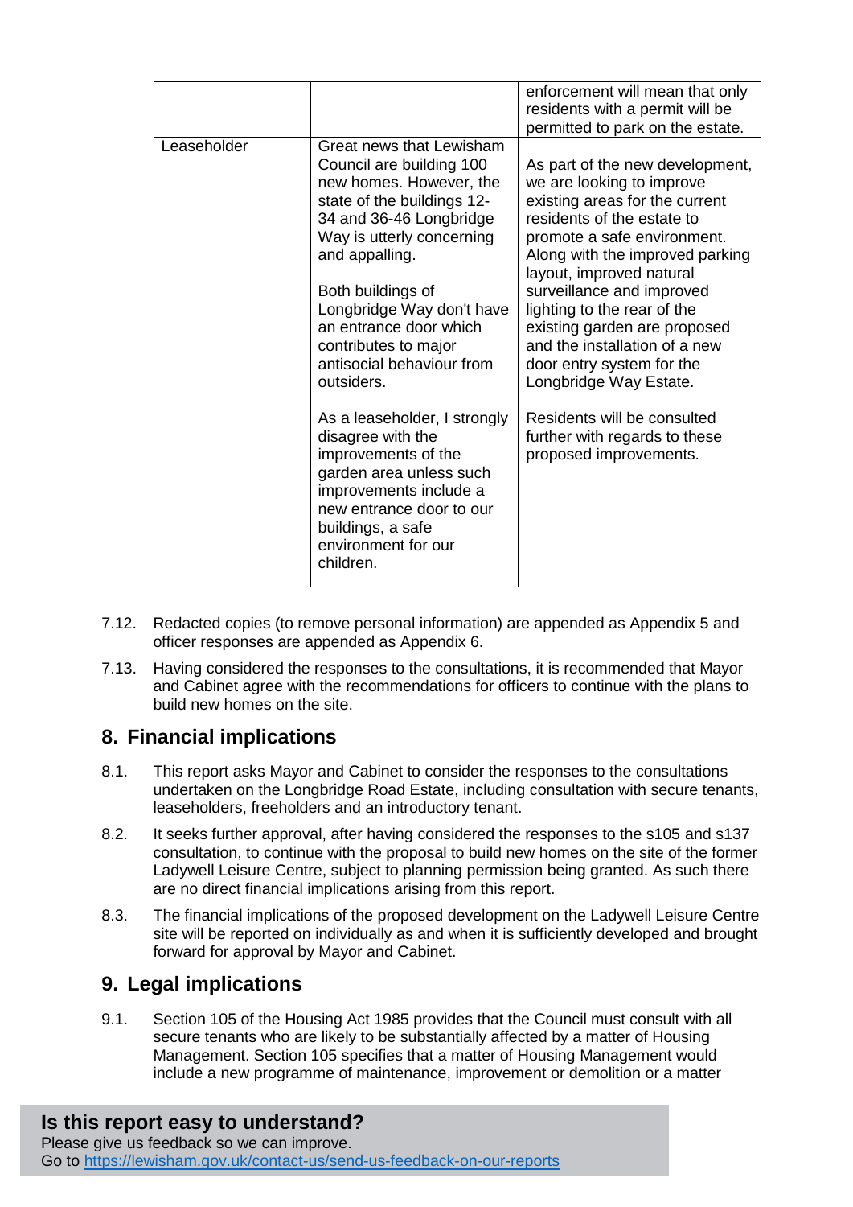| | | |
|---|---|---|
| | | enforcement will mean that only residents with a permit will be permitted to park on the estate. |
| Leaseholder | Great news that Lewisham Council are building 100 new homes. However, the state of the buildings 12-34 and 36-46 Longbridge Way is utterly concerning and appalling.<br><br>Both buildings of Longbridge Way don't have an entrance door which contributes to major antisocial behaviour from outsiders.<br><br>As a leaseholder, I strongly disagree with the improvements of the garden area unless such improvements include a new entrance door to our buildings, a safe environment for our children. | As part of the new development, we are looking to improve existing areas for the current residents of the estate to promote a safe environment. Along with the improved parking layout, improved natural surveillance and improved lighting to the rear of the existing garden are proposed and the installation of a new door entry system for the Longbridge Way Estate.<br><br>Residents will be consulted further with regards to these proposed improvements. |

7.12. Redacted copies (to remove personal information) are appended as Appendix 5 and officer responses are appended as Appendix 6.

7.13. Having considered the responses to the consultations, it is recommended that Mayor and Cabinet agree with the recommendations for officers to continue with the plans to build new homes on the site.

## 8. Financial implications

8.1. This report asks Mayor and Cabinet to consider the responses to the consultations undertaken on the Longbridge Road Estate, including consultation with secure tenants, leaseholders, freeholders and an introductory tenant.

8.2. It seeks further approval, after having considered the responses to the s105 and s137 consultation, to continue with the proposal to build new homes on the site of the former Ladywell Leisure Centre, subject to planning permission being granted. As such there are no direct financial implications arising from this report.

8.3. The financial implications of the proposed development on the Ladywell Leisure Centre site will be reported on individually as and when it is sufficiently developed and brought forward for approval by Mayor and Cabinet.

## 9. Legal implications

9.1. Section 105 of the Housing Act 1985 provides that the Council must consult with all secure tenants who are likely to be substantially affected by a matter of Housing Management. Section 105 specifies that a matter of Housing Management would include a new programme of maintenance, improvement or demolition or a matter

**Is this report easy to understand?**
Please give us feedback so we can improve.
Go to https://lewisham.gov.uk/contact-us/send-us-feedback-on-our-reports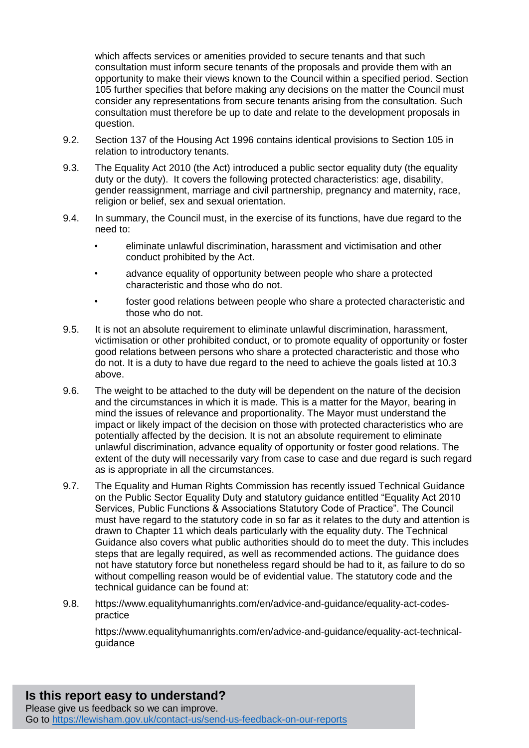which affects services or amenities provided to secure tenants and that such consultation must inform secure tenants of the proposals and provide them with an opportunity to make their views known to the Council within a specified period. Section 105 further specifies that before making any decisions on the matter the Council must consider any representations from secure tenants arising from the consultation. Such consultation must therefore be up to date and relate to the development proposals in question.

9.2. Section 137 of the Housing Act 1996 contains identical provisions to Section 105 in relation to introductory tenants.

9.3. The Equality Act 2010 (the Act) introduced a public sector equality duty (the equality duty or the duty). It covers the following protected characteristics: age, disability, gender reassignment, marriage and civil partnership, pregnancy and maternity, race, religion or belief, sex and sexual orientation.

9.4. In summary, the Council must, in the exercise of its functions, have due regard to the need to:

- eliminate unlawful discrimination, harassment and victimisation and other conduct prohibited by the Act.
- advance equality of opportunity between people who share a protected characteristic and those who do not.
- foster good relations between people who share a protected characteristic and those who do not.

9.5. It is not an absolute requirement to eliminate unlawful discrimination, harassment, victimisation or other prohibited conduct, or to promote equality of opportunity or foster good relations between persons who share a protected characteristic and those who do not. It is a duty to have due regard to the need to achieve the goals listed at 10.3 above.

9.6. The weight to be attached to the duty will be dependent on the nature of the decision and the circumstances in which it is made. This is a matter for the Mayor, bearing in mind the issues of relevance and proportionality. The Mayor must understand the impact or likely impact of the decision on those with protected characteristics who are potentially affected by the decision. It is not an absolute requirement to eliminate unlawful discrimination, advance equality of opportunity or foster good relations. The extent of the duty will necessarily vary from case to case and due regard is such regard as is appropriate in all the circumstances.

9.7. The Equality and Human Rights Commission has recently issued Technical Guidance on the Public Sector Equality Duty and statutory guidance entitled "Equality Act 2010 Services, Public Functions & Associations Statutory Code of Practice". The Council must have regard to the statutory code in so far as it relates to the duty and attention is drawn to Chapter 11 which deals particularly with the equality duty. The Technical Guidance also covers what public authorities should do to meet the duty. This includes steps that are legally required, as well as recommended actions. The guidance does not have statutory force but nonetheless regard should be had to it, as failure to do so without compelling reason would be of evidential value. The statutory code and the technical guidance can be found at:

9.8. https://www.equalityhumanrights.com/en/advice-and-guidance/equality-act-codes-practice

https://www.equalityhumanrights.com/en/advice-and-guidance/equality-act-technical-guidance

**Is this report easy to understand?**
Please give us feedback so we can improve.
Go to https://lewisham.gov.uk/contact-us/send-us-feedback-on-our-reports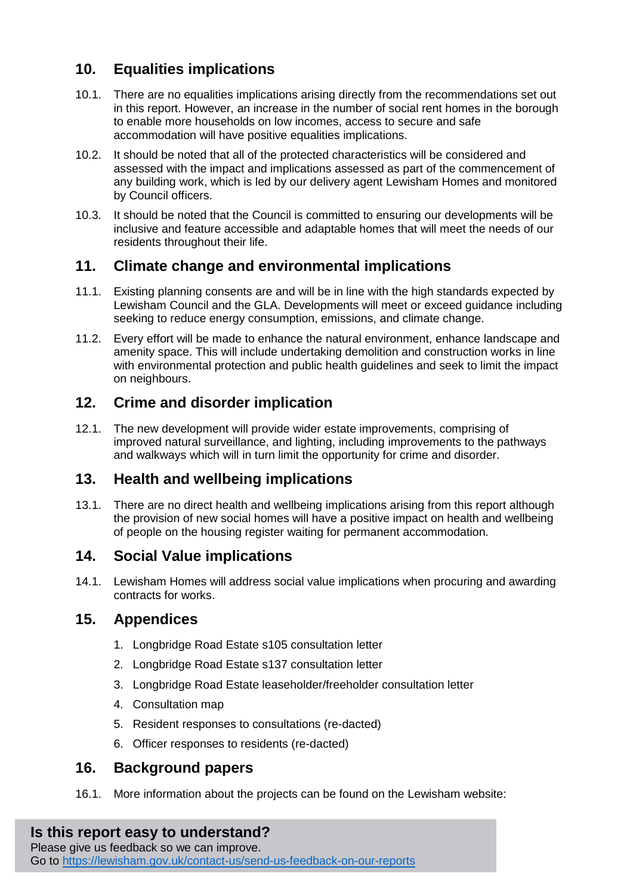## 10. Equalities implications

10.1. There are no equalities implications arising directly from the recommendations set out in this report. However, an increase in the number of social rent homes in the borough to enable more households on low incomes, access to secure and safe accommodation will have positive equalities implications.

10.2. It should be noted that all of the protected characteristics will be considered and assessed with the impact and implications assessed as part of the commencement of any building work, which is led by our delivery agent Lewisham Homes and monitored by Council officers.

10.3. It should be noted that the Council is committed to ensuring our developments will be inclusive and feature accessible and adaptable homes that will meet the needs of our residents throughout their life.

## 11. Climate change and environmental implications

11.1. Existing planning consents are and will be in line with the high standards expected by Lewisham Council and the GLA. Developments will meet or exceed guidance including seeking to reduce energy consumption, emissions, and climate change.

11.2. Every effort will be made to enhance the natural environment, enhance landscape and amenity space. This will include undertaking demolition and construction works in line with environmental protection and public health guidelines and seek to limit the impact on neighbours.

## 12. Crime and disorder implication

12.1. The new development will provide wider estate improvements, comprising of improved natural surveillance, and lighting, including improvements to the pathways and walkways which will in turn limit the opportunity for crime and disorder.

## 13. Health and wellbeing implications

13.1. There are no direct health and wellbeing implications arising from this report although the provision of new social homes will have a positive impact on health and wellbeing of people on the housing register waiting for permanent accommodation.

## 14. Social Value implications

14.1. Lewisham Homes will address social value implications when procuring and awarding contracts for works.

## 15. Appendices

1. Longbridge Road Estate s105 consultation letter
2. Longbridge Road Estate s137 consultation letter
3. Longbridge Road Estate leaseholder/freeholder consultation letter
4. Consultation map
5. Resident responses to consultations (re-dacted)
6. Officer responses to residents (re-dacted)

## 16. Background papers

16.1. More information about the projects can be found on the Lewisham website:

**Is this report easy to understand?**
Please give us feedback so we can improve.
Go to https://lewisham.gov.uk/contact-us/send-us-feedback-on-our-reports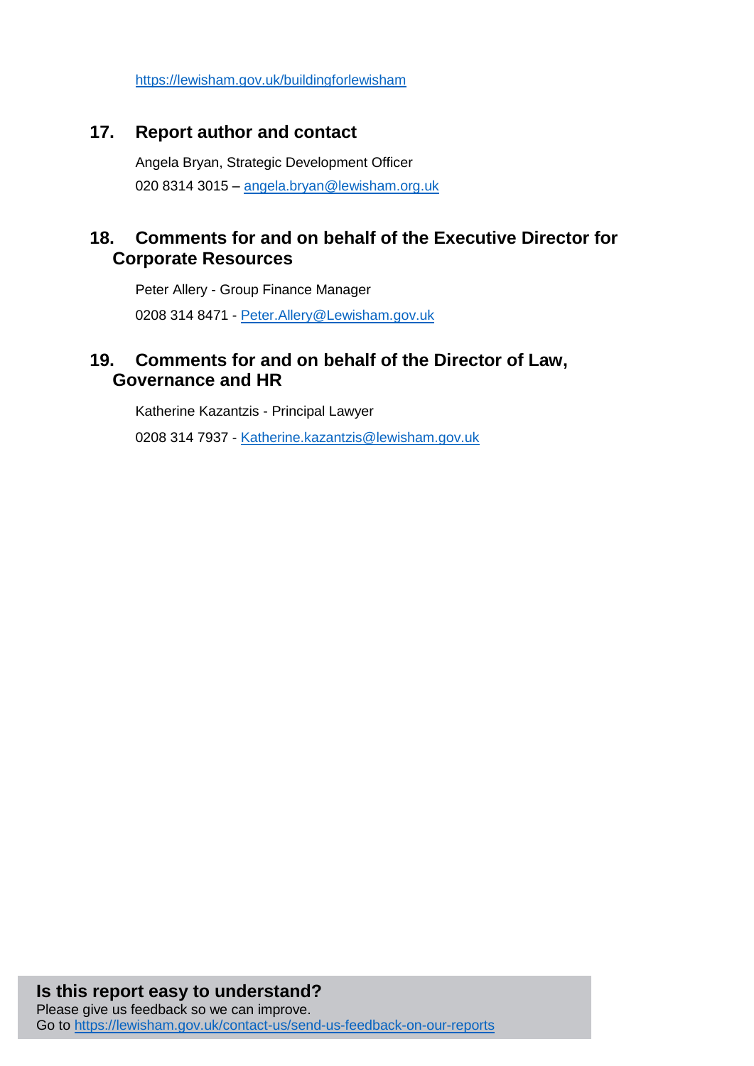https://lewisham.gov.uk/buildingforlewisham

## 17. Report author and contact

Angela Bryan, Strategic Development Officer

020 8314 3015 – angela.bryan@lewisham.org.uk

## 18. Comments for and on behalf of the Executive Director for Corporate Resources

Peter Allery - Group Finance Manager

0208 314 8471 - Peter.Allery@Lewisham.gov.uk

## 19. Comments for and on behalf of the Director of Law, Governance and HR

Katherine Kazantzis - Principal Lawyer

0208 314 7937 - Katherine.kazantzis@lewisham.gov.uk

**Is this report easy to understand?**

Please give us feedback so we can improve.

Go to https://lewisham.gov.uk/contact-us/send-us-feedback-on-our-reports